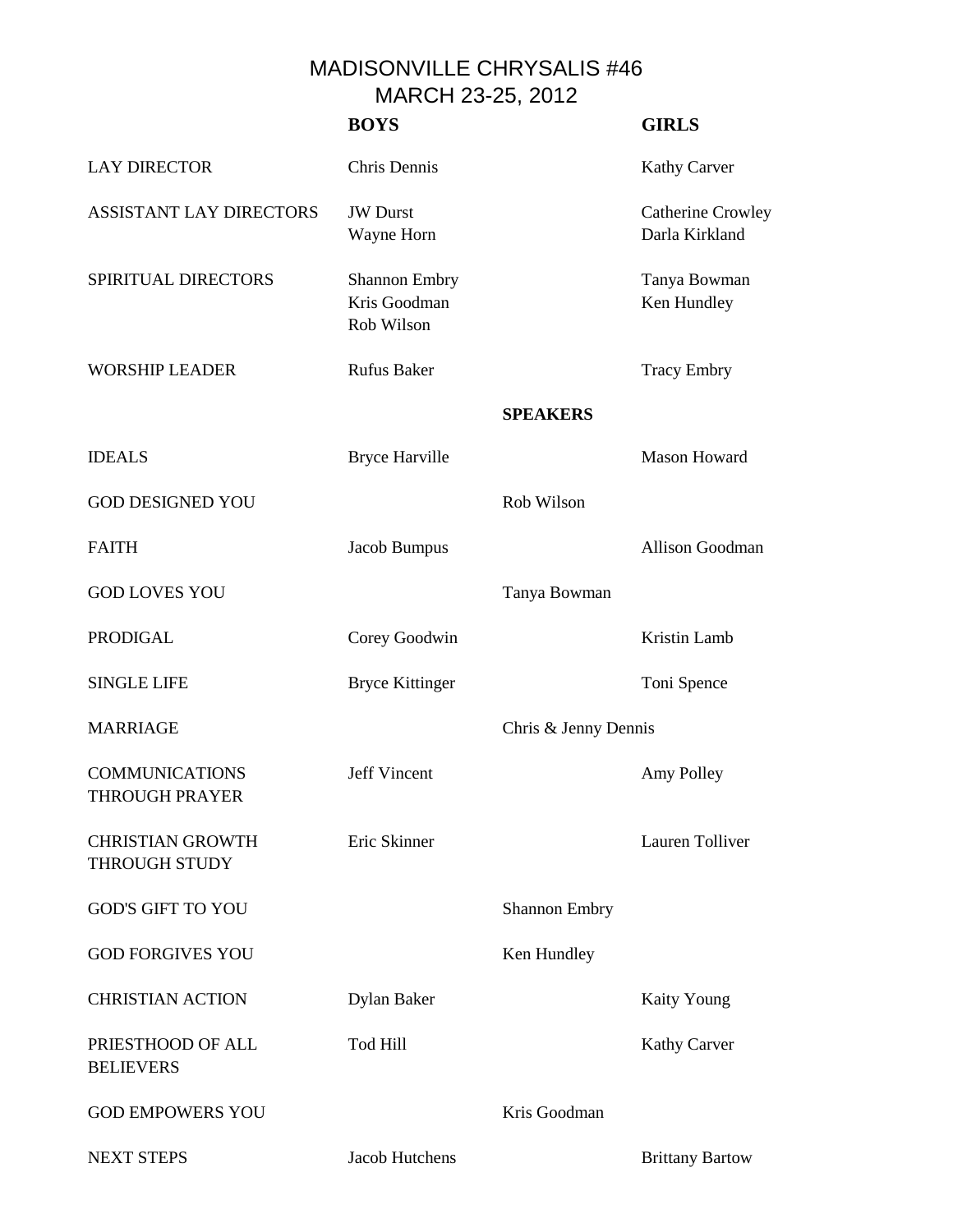# MADISONVILLE CHRYSALIS #46
## MARCH 23-25, 2012

| | BOYS | | GIRLS |
|---|---|---|---|
| LAY DIRECTOR | Chris Dennis | | Kathy Carver |
| ASSISTANT LAY DIRECTORS | JW Durst<br>Wayne Horn | | Catherine Crowley<br>Darla Kirkland |
| SPIRITUAL DIRECTORS | Shannon Embry<br>Kris Goodman<br>Rob Wilson | | Tanya Bowman<br>Ken Hundley |
| WORSHIP LEADER | Rufus Baker | | Tracy Embry |
| | | **SPEAKERS** | |
| IDEALS | Bryce Harville | | Mason Howard |
| GOD DESIGNED YOU | | Rob Wilson | |
| FAITH | Jacob Bumpus | | Allison Goodman |
| GOD LOVES YOU | | Tanya Bowman | |
| PRODIGAL | Corey Goodwin | | Kristin Lamb |
| SINGLE LIFE | Bryce Kittinger | | Toni Spence |
| MARRIAGE | | Chris & Jenny Dennis | |
| COMMUNICATIONS THROUGH PRAYER | Jeff Vincent | | Amy Polley |
| CHRISTIAN GROWTH THROUGH STUDY | Eric Skinner | | Lauren Tolliver |
| GOD'S GIFT TO YOU | | Shannon Embry | |
| GOD FORGIVES YOU | | Ken Hundley | |
| CHRISTIAN ACTION | Dylan Baker | | Kaity Young |
| PRIESTHOOD OF ALL BELIEVERS | Tod Hill | | Kathy Carver |
| GOD EMPOWERS YOU | | Kris Goodman | |
| NEXT STEPS | Jacob Hutchens | | Brittany Bartow |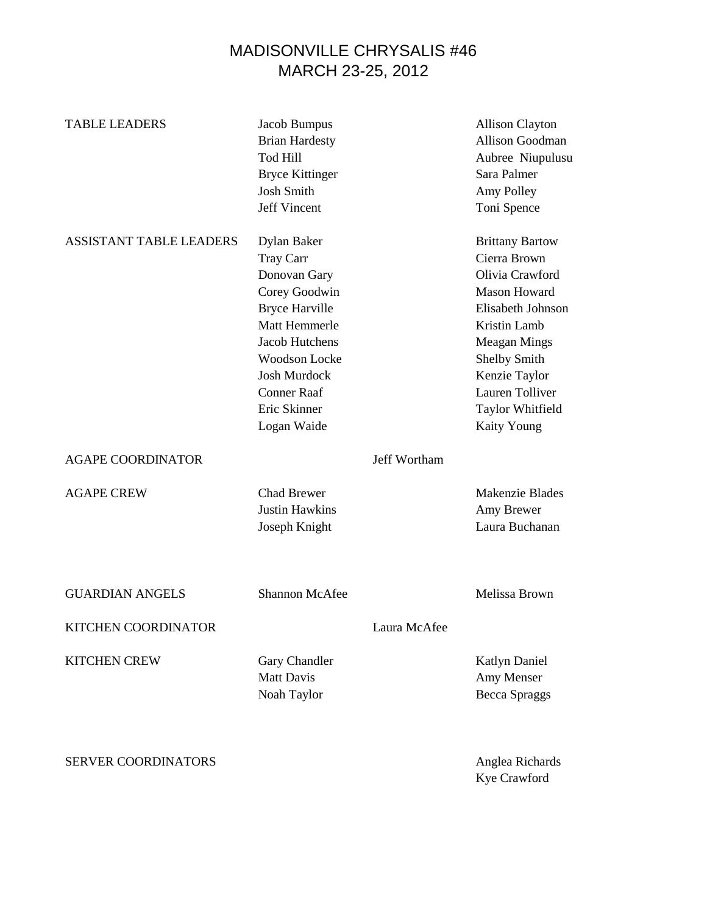# MADISONVILLE CHRYSALIS #46
# MARCH 23-25, 2012

| | | | |
|---|---|---|---|
| TABLE LEADERS | Jacob Bumpus | | Allison Clayton |
| | Brian Hardesty | | Allison Goodman |
| | Tod Hill | | Aubree Niupulusu |
| | Bryce Kittinger | | Sara Palmer |
| | Josh Smith | | Amy Polley |
| | Jeff Vincent | | Toni Spence |
| ASSISTANT TABLE LEADERS | Dylan Baker | | Brittany Bartow |
| | Tray Carr | | Cierra Brown |
| | Donovan Gary | | Olivia Crawford |
| | Corey Goodwin | | Mason Howard |
| | Bryce Harville | | Elisabeth Johnson |
| | Matt Hemmerle | | Kristin Lamb |
| | Jacob Hutchens | | Meagan Mings |
| | Woodson Locke | | Shelby Smith |
| | Josh Murdock | | Kenzie Taylor |
| | Conner Raaf | | Lauren Tolliver |
| | Eric Skinner | | Taylor Whitfield |
| | Logan Waide | | Kaity Young |
| AGAPE COORDINATOR | | Jeff Wortham | |
| AGAPE CREW | Chad Brewer | | Makenzie Blades |
| | Justin Hawkins | | Amy Brewer |
| | Joseph Knight | | Laura Buchanan |
| GUARDIAN ANGELS | Shannon McAfee | | Melissa Brown |
| KITCHEN COORDINATOR | | Laura McAfee | |
| KITCHEN CREW | Gary Chandler | | Katlyn Daniel |
| | Matt Davis | | Amy Menser |
| | Noah Taylor | | Becca Spraggs |
| SERVER COORDINATORS | | | Anglea Richards |
| | | | Kye Crawford |